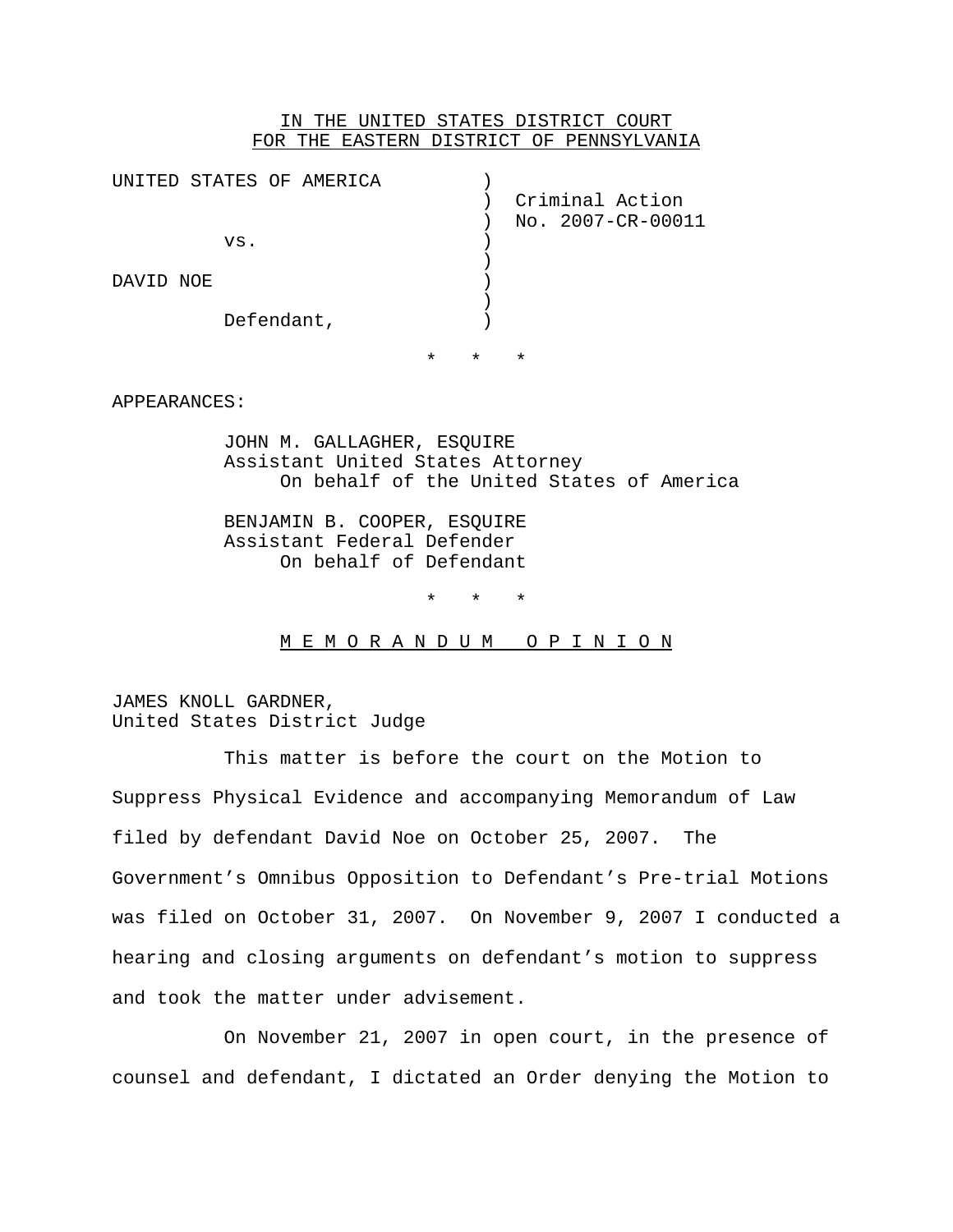IN THE UNITED STATES DISTRICT COURT
FOR THE EASTERN DISTRICT OF PENNSYLVANIA

| | |
|---|---|
| UNITED STATES OF AMERICA | ) |
| | ) Criminal Action |
| | ) No. 2007-CR-00011 |
| vs. | ) |
| | ) |
| DAVID NOE | ) |
| | ) |
| Defendant, | ) |

\* \* \*

APPEARANCES:

JOHN M. GALLAGHER, ESQUIRE
Assistant United States Attorney
On behalf of the United States of America

BENJAMIN B. COOPER, ESQUIRE
Assistant Federal Defender
On behalf of Defendant

\* \* \*

## M E M O R A N D U M   O P I N I O N

JAMES KNOLL GARDNER,
United States District Judge

This matter is before the court on the Motion to Suppress Physical Evidence and accompanying Memorandum of Law filed by defendant David Noe on October 25, 2007. The Government's Omnibus Opposition to Defendant's Pre-trial Motions was filed on October 31, 2007. On November 9, 2007 I conducted a hearing and closing arguments on defendant's motion to suppress and took the matter under advisement.

On November 21, 2007 in open court, in the presence of counsel and defendant, I dictated an Order denying the Motion to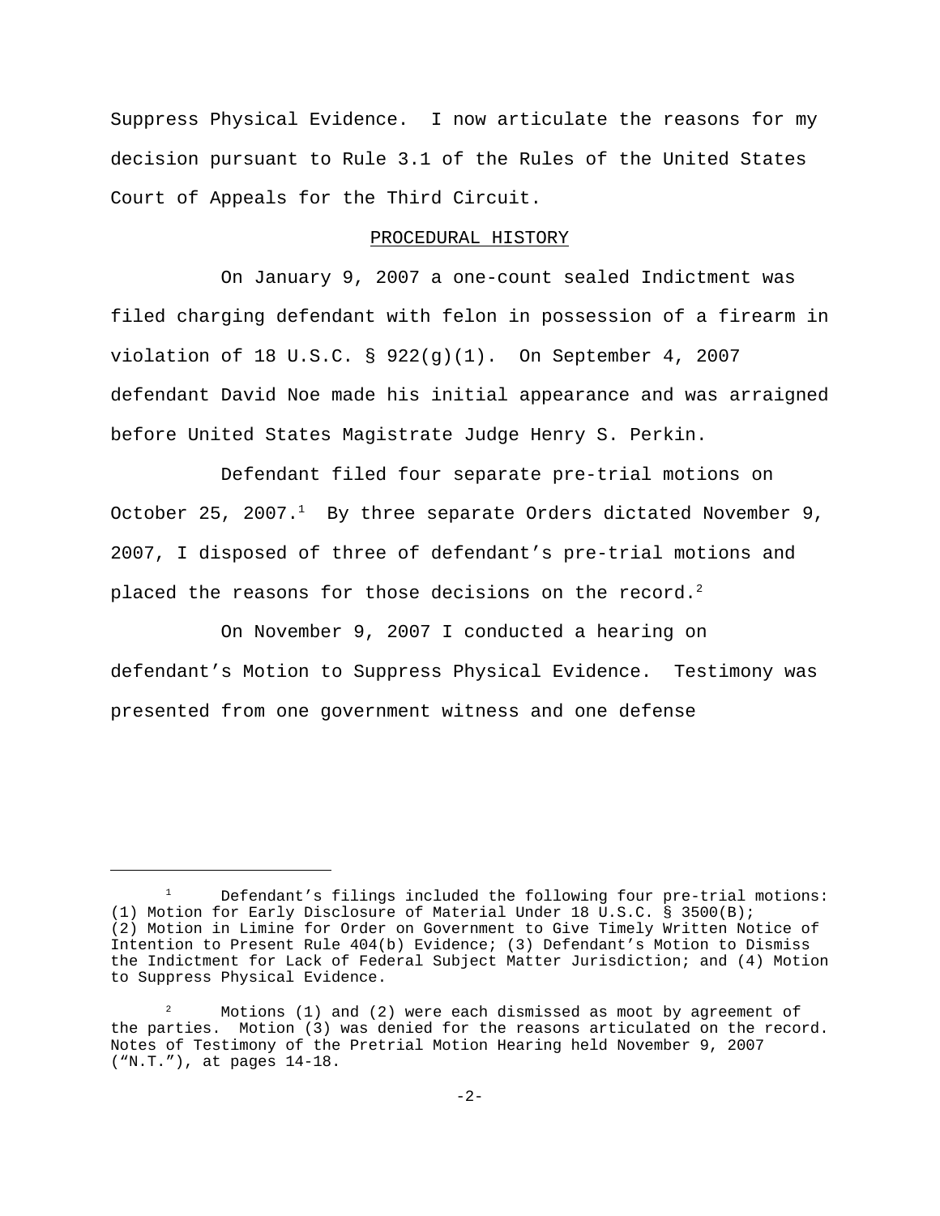Suppress Physical Evidence. I now articulate the reasons for my decision pursuant to Rule 3.1 of the Rules of the United States Court of Appeals for the Third Circuit.

## PROCEDURAL HISTORY

On January 9, 2007 a one-count sealed Indictment was filed charging defendant with felon in possession of a firearm in violation of 18 U.S.C. § 922(g)(1). On September 4, 2007 defendant David Noe made his initial appearance and was arraigned before United States Magistrate Judge Henry S. Perkin.

Defendant filed four separate pre-trial motions on October 25, 2007.[1] By three separate Orders dictated November 9, 2007, I disposed of three of defendant's pre-trial motions and placed the reasons for those decisions on the record.[2]

On November 9, 2007 I conducted a hearing on defendant's Motion to Suppress Physical Evidence. Testimony was presented from one government witness and one defense

---

[1] Defendant's filings included the following four pre-trial motions: (1) Motion for Early Disclosure of Material Under 18 U.S.C. § 3500(B); (2) Motion in Limine for Order on Government to Give Timely Written Notice of Intention to Present Rule 404(b) Evidence; (3) Defendant's Motion to Dismiss the Indictment for Lack of Federal Subject Matter Jurisdiction; and (4) Motion to Suppress Physical Evidence.

[2] Motions (1) and (2) were each dismissed as moot by agreement of the parties. Motion (3) was denied for the reasons articulated on the record. Notes of Testimony of the Pretrial Motion Hearing held November 9, 2007 ("N.T."), at pages 14-18.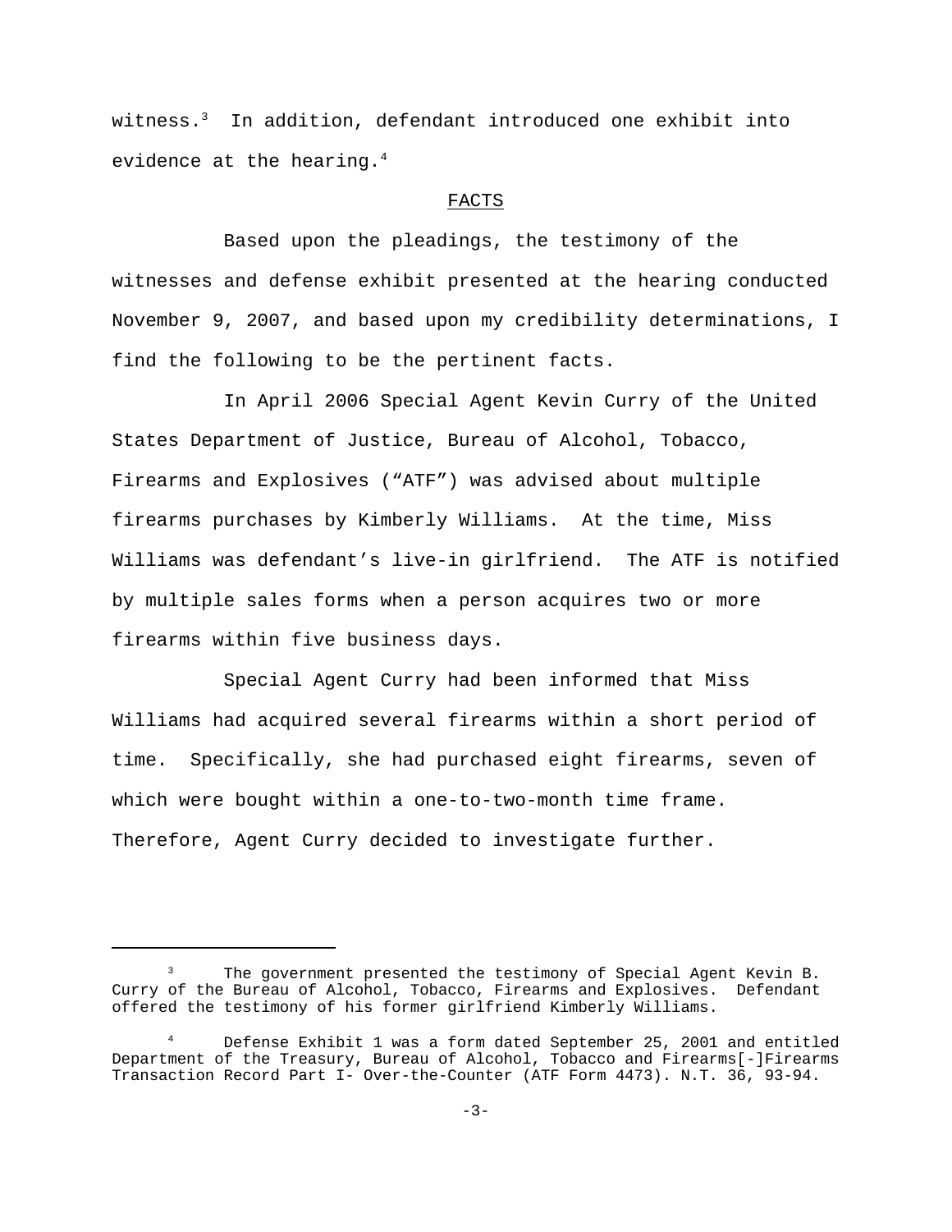witness.[3] In addition, defendant introduced one exhibit into evidence at the hearing.[4]

## FACTS

Based upon the pleadings, the testimony of the witnesses and defense exhibit presented at the hearing conducted November 9, 2007, and based upon my credibility determinations, I find the following to be the pertinent facts.

In April 2006 Special Agent Kevin Curry of the United States Department of Justice, Bureau of Alcohol, Tobacco, Firearms and Explosives ("ATF") was advised about multiple firearms purchases by Kimberly Williams. At the time, Miss Williams was defendant's live-in girlfriend. The ATF is notified by multiple sales forms when a person acquires two or more firearms within five business days.

Special Agent Curry had been informed that Miss Williams had acquired several firearms within a short period of time. Specifically, she had purchased eight firearms, seven of which were bought within a one-to-two-month time frame. Therefore, Agent Curry decided to investigate further.

---

[3] The government presented the testimony of Special Agent Kevin B. Curry of the Bureau of Alcohol, Tobacco, Firearms and Explosives. Defendant offered the testimony of his former girlfriend Kimberly Williams.

[4] Defense Exhibit 1 was a form dated September 25, 2001 and entitled Department of the Treasury, Bureau of Alcohol, Tobacco and Firearms[-]Firearms Transaction Record Part I- Over-the-Counter (ATF Form 4473). N.T. 36, 93-94.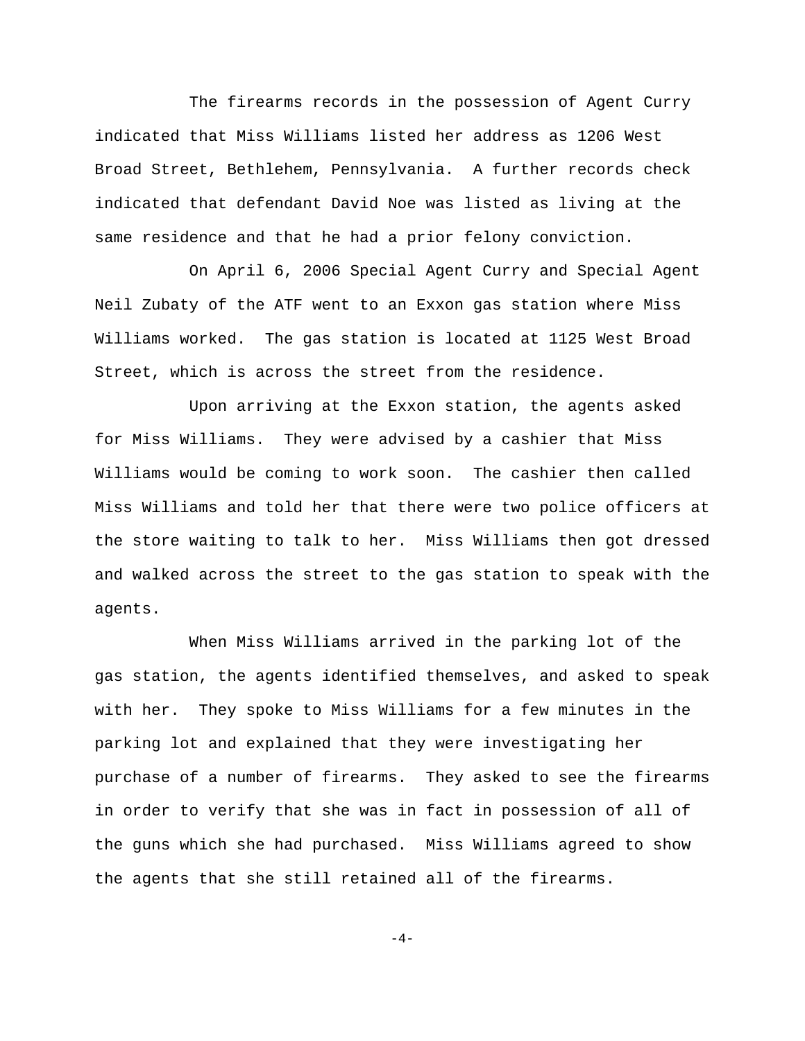The firearms records in the possession of Agent Curry indicated that Miss Williams listed her address as 1206 West Broad Street, Bethlehem, Pennsylvania. A further records check indicated that defendant David Noe was listed as living at the same residence and that he had a prior felony conviction.

On April 6, 2006 Special Agent Curry and Special Agent Neil Zubaty of the ATF went to an Exxon gas station where Miss Williams worked. The gas station is located at 1125 West Broad Street, which is across the street from the residence.

Upon arriving at the Exxon station, the agents asked for Miss Williams. They were advised by a cashier that Miss Williams would be coming to work soon. The cashier then called Miss Williams and told her that there were two police officers at the store waiting to talk to her. Miss Williams then got dressed and walked across the street to the gas station to speak with the agents.

When Miss Williams arrived in the parking lot of the gas station, the agents identified themselves, and asked to speak with her. They spoke to Miss Williams for a few minutes in the parking lot and explained that they were investigating her purchase of a number of firearms. They asked to see the firearms in order to verify that she was in fact in possession of all of the guns which she had purchased. Miss Williams agreed to show the agents that she still retained all of the firearms.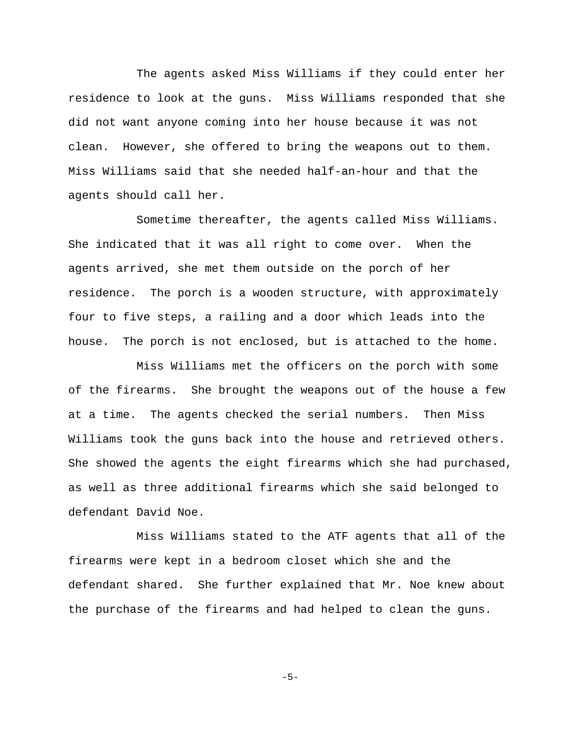The agents asked Miss Williams if they could enter her residence to look at the guns. Miss Williams responded that she did not want anyone coming into her house because it was not clean. However, she offered to bring the weapons out to them. Miss Williams said that she needed half-an-hour and that the agents should call her.

Sometime thereafter, the agents called Miss Williams. She indicated that it was all right to come over. When the agents arrived, she met them outside on the porch of her residence. The porch is a wooden structure, with approximately four to five steps, a railing and a door which leads into the house. The porch is not enclosed, but is attached to the home.

Miss Williams met the officers on the porch with some of the firearms. She brought the weapons out of the house a few at a time. The agents checked the serial numbers. Then Miss Williams took the guns back into the house and retrieved others. She showed the agents the eight firearms which she had purchased, as well as three additional firearms which she said belonged to defendant David Noe.

Miss Williams stated to the ATF agents that all of the firearms were kept in a bedroom closet which she and the defendant shared. She further explained that Mr. Noe knew about the purchase of the firearms and had helped to clean the guns.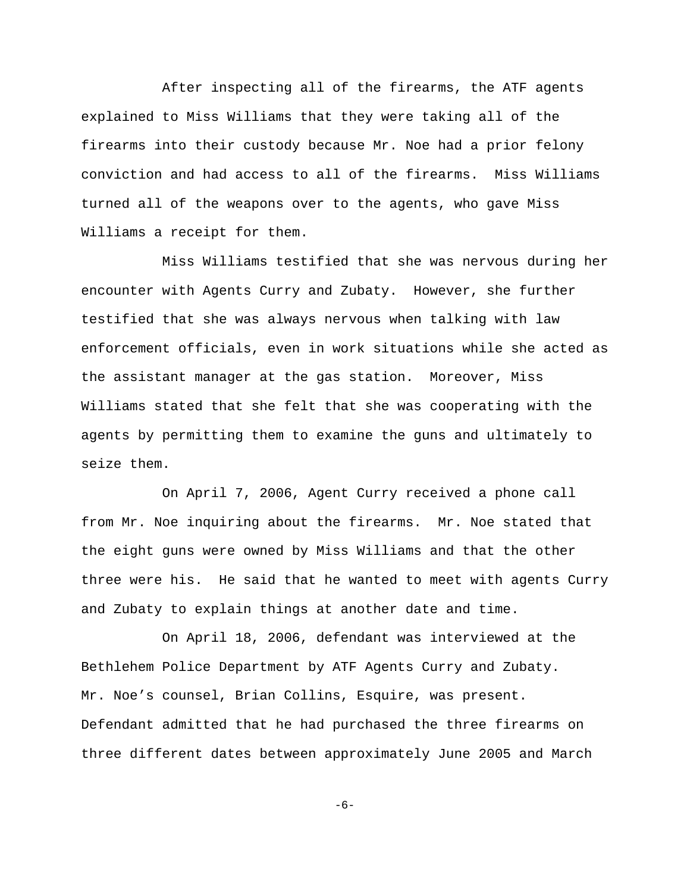After inspecting all of the firearms, the ATF agents explained to Miss Williams that they were taking all of the firearms into their custody because Mr. Noe had a prior felony conviction and had access to all of the firearms. Miss Williams turned all of the weapons over to the agents, who gave Miss Williams a receipt for them.

Miss Williams testified that she was nervous during her encounter with Agents Curry and Zubaty. However, she further testified that she was always nervous when talking with law enforcement officials, even in work situations while she acted as the assistant manager at the gas station. Moreover, Miss Williams stated that she felt that she was cooperating with the agents by permitting them to examine the guns and ultimately to seize them.

On April 7, 2006, Agent Curry received a phone call from Mr. Noe inquiring about the firearms. Mr. Noe stated that the eight guns were owned by Miss Williams and that the other three were his. He said that he wanted to meet with agents Curry and Zubaty to explain things at another date and time.

On April 18, 2006, defendant was interviewed at the Bethlehem Police Department by ATF Agents Curry and Zubaty. Mr. Noe's counsel, Brian Collins, Esquire, was present. Defendant admitted that he had purchased the three firearms on three different dates between approximately June 2005 and March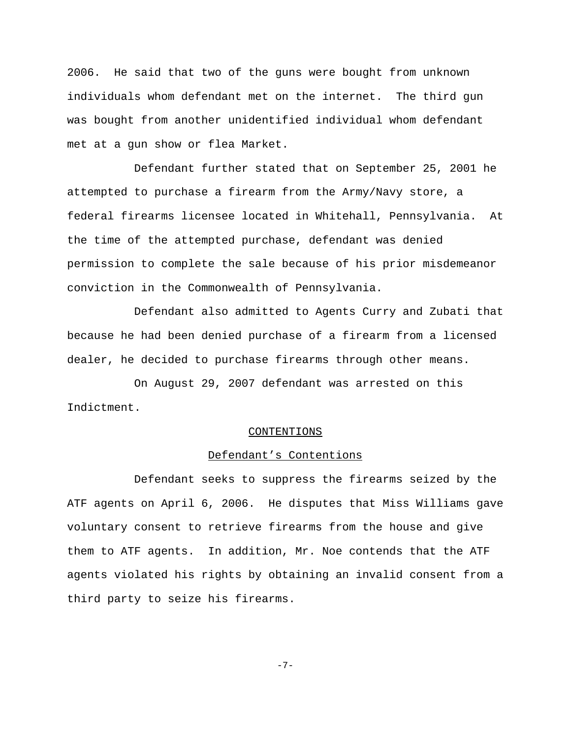2006. He said that two of the guns were bought from unknown individuals whom defendant met on the internet. The third gun was bought from another unidentified individual whom defendant met at a gun show or flea Market.

Defendant further stated that on September 25, 2001 he attempted to purchase a firearm from the Army/Navy store, a federal firearms licensee located in Whitehall, Pennsylvania. At the time of the attempted purchase, defendant was denied permission to complete the sale because of his prior misdemeanor conviction in the Commonwealth of Pennsylvania.

Defendant also admitted to Agents Curry and Zubati that because he had been denied purchase of a firearm from a licensed dealer, he decided to purchase firearms through other means.

On August 29, 2007 defendant was arrested on this Indictment.

## CONTENTIONS

### Defendant's Contentions

Defendant seeks to suppress the firearms seized by the ATF agents on April 6, 2006. He disputes that Miss Williams gave voluntary consent to retrieve firearms from the house and give them to ATF agents. In addition, Mr. Noe contends that the ATF agents violated his rights by obtaining an invalid consent from a third party to seize his firearms.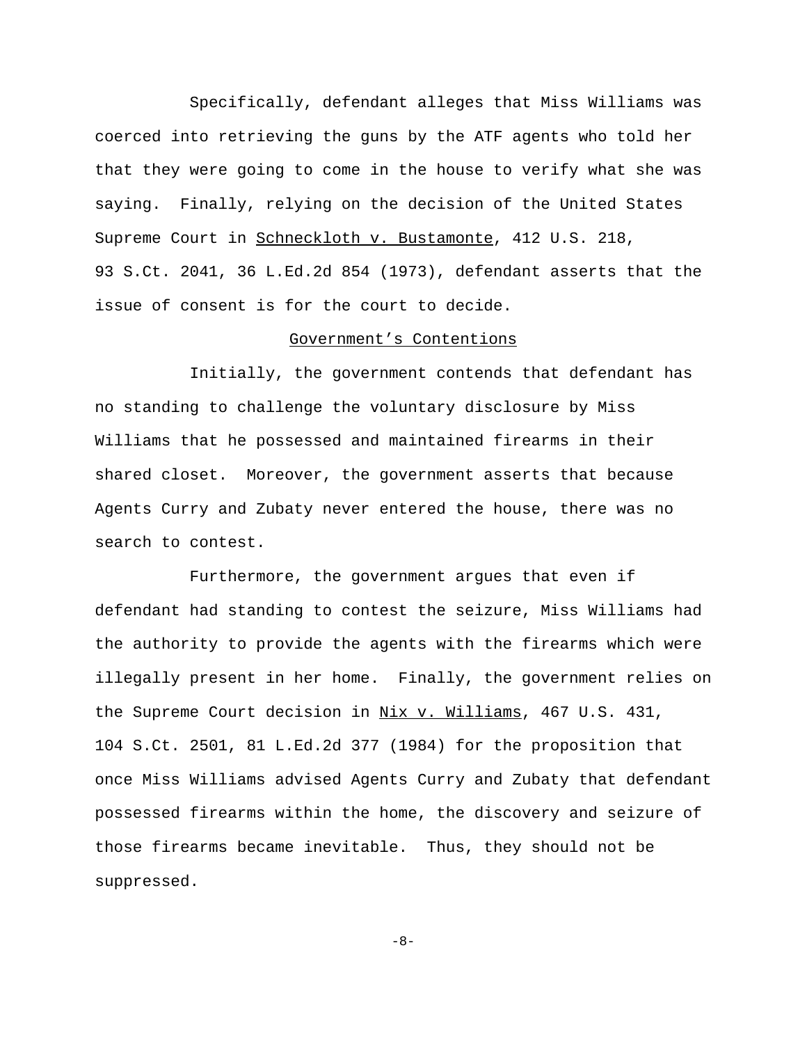Specifically, defendant alleges that Miss Williams was coerced into retrieving the guns by the ATF agents who told her that they were going to come in the house to verify what she was saying. Finally, relying on the decision of the United States Supreme Court in Schneckloth v. Bustamonte, 412 U.S. 218, 93 S.Ct. 2041, 36 L.Ed.2d 854 (1973), defendant asserts that the issue of consent is for the court to decide.

Government's Contentions

Initially, the government contends that defendant has no standing to challenge the voluntary disclosure by Miss Williams that he possessed and maintained firearms in their shared closet. Moreover, the government asserts that because Agents Curry and Zubaty never entered the house, there was no search to contest.

Furthermore, the government argues that even if defendant had standing to contest the seizure, Miss Williams had the authority to provide the agents with the firearms which were illegally present in her home. Finally, the government relies on the Supreme Court decision in Nix v. Williams, 467 U.S. 431, 104 S.Ct. 2501, 81 L.Ed.2d 377 (1984) for the proposition that once Miss Williams advised Agents Curry and Zubaty that defendant possessed firearms within the home, the discovery and seizure of those firearms became inevitable. Thus, they should not be suppressed.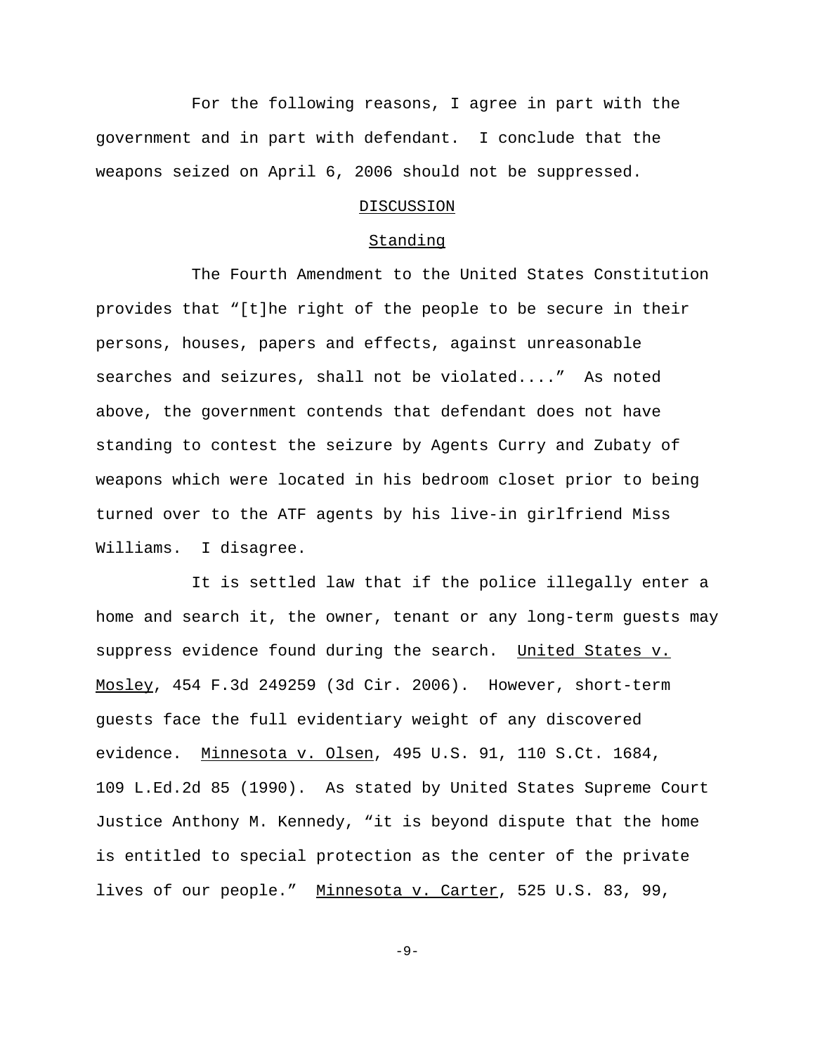For the following reasons, I agree in part with the government and in part with defendant. I conclude that the weapons seized on April 6, 2006 should not be suppressed.

## DISCUSSION

### Standing

The Fourth Amendment to the United States Constitution provides that "[t]he right of the people to be secure in their persons, houses, papers and effects, against unreasonable searches and seizures, shall not be violated...." As noted above, the government contends that defendant does not have standing to contest the seizure by Agents Curry and Zubaty of weapons which were located in his bedroom closet prior to being turned over to the ATF agents by his live-in girlfriend Miss Williams. I disagree.

It is settled law that if the police illegally enter a home and search it, the owner, tenant or any long-term guests may suppress evidence found during the search. United States v. Mosley, 454 F.3d 249259 (3d Cir. 2006). However, short-term guests face the full evidentiary weight of any discovered evidence. Minnesota v. Olsen, 495 U.S. 91, 110 S.Ct. 1684, 109 L.Ed.2d 85 (1990). As stated by United States Supreme Court Justice Anthony M. Kennedy, "it is beyond dispute that the home is entitled to special protection as the center of the private lives of our people." Minnesota v. Carter, 525 U.S. 83, 99,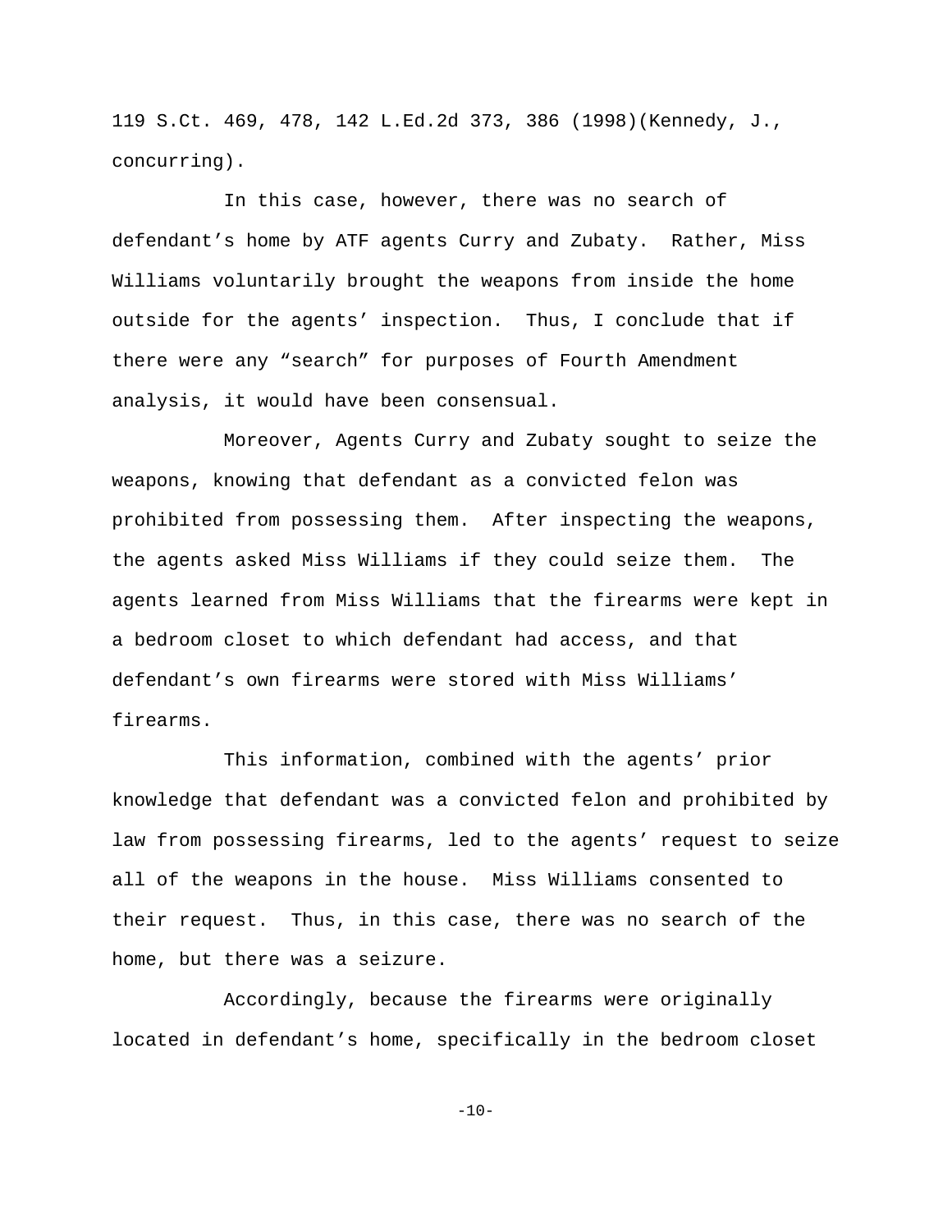119 S.Ct. 469, 478, 142 L.Ed.2d 373, 386 (1998)(Kennedy, J., concurring).

In this case, however, there was no search of defendant's home by ATF agents Curry and Zubaty. Rather, Miss Williams voluntarily brought the weapons from inside the home outside for the agents' inspection. Thus, I conclude that if there were any "search" for purposes of Fourth Amendment analysis, it would have been consensual.

Moreover, Agents Curry and Zubaty sought to seize the weapons, knowing that defendant as a convicted felon was prohibited from possessing them. After inspecting the weapons, the agents asked Miss Williams if they could seize them. The agents learned from Miss Williams that the firearms were kept in a bedroom closet to which defendant had access, and that defendant's own firearms were stored with Miss Williams' firearms.

This information, combined with the agents' prior knowledge that defendant was a convicted felon and prohibited by law from possessing firearms, led to the agents' request to seize all of the weapons in the house. Miss Williams consented to their request. Thus, in this case, there was no search of the home, but there was a seizure.

Accordingly, because the firearms were originally located in defendant's home, specifically in the bedroom closet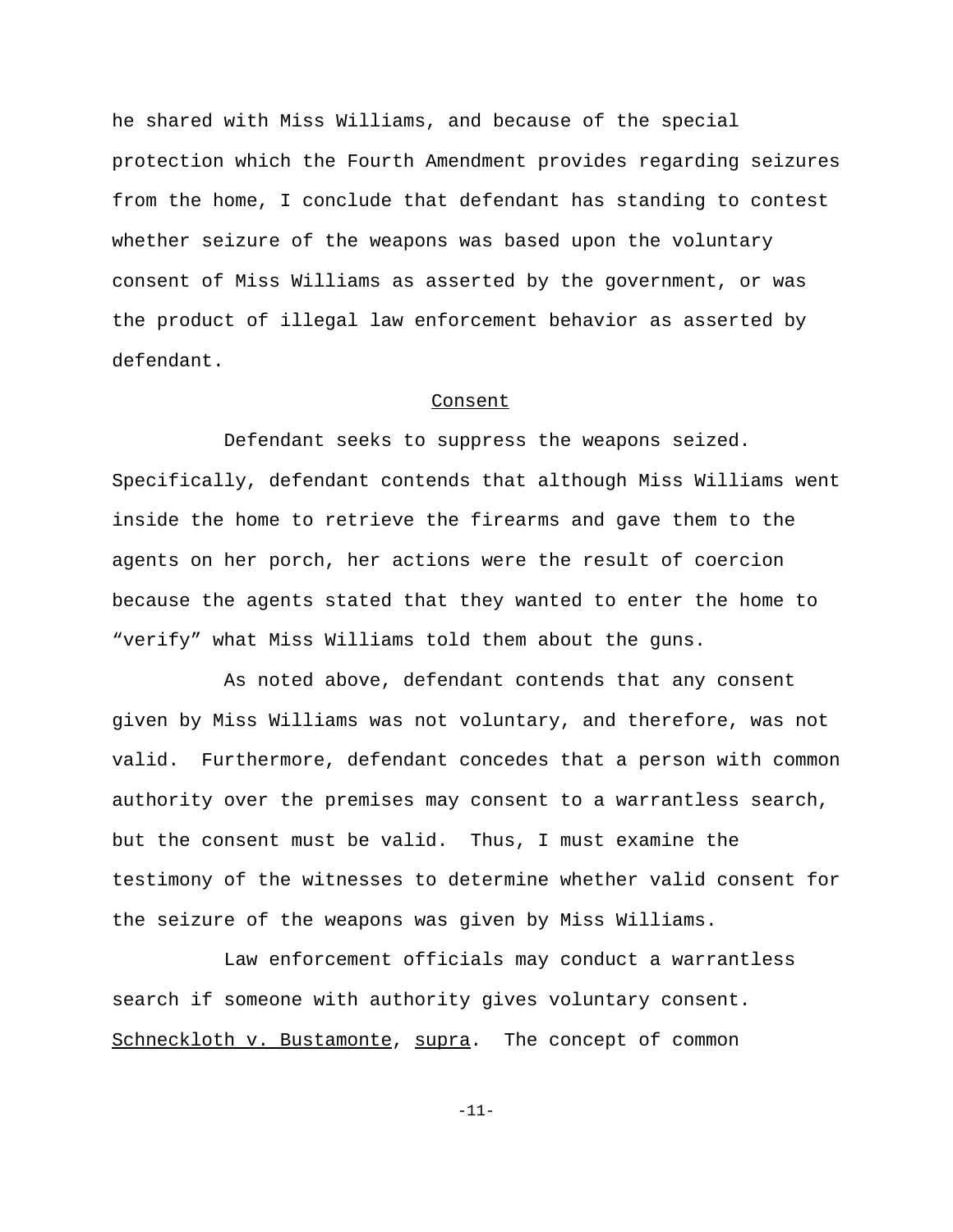he shared with Miss Williams, and because of the special protection which the Fourth Amendment provides regarding seizures from the home, I conclude that defendant has standing to contest whether seizure of the weapons was based upon the voluntary consent of Miss Williams as asserted by the government, or was the product of illegal law enforcement behavior as asserted by defendant.

## Consent

Defendant seeks to suppress the weapons seized. Specifically, defendant contends that although Miss Williams went inside the home to retrieve the firearms and gave them to the agents on her porch, her actions were the result of coercion because the agents stated that they wanted to enter the home to "verify" what Miss Williams told them about the guns.

As noted above, defendant contends that any consent given by Miss Williams was not voluntary, and therefore, was not valid. Furthermore, defendant concedes that a person with common authority over the premises may consent to a warrantless search, but the consent must be valid. Thus, I must examine the testimony of the witnesses to determine whether valid consent for the seizure of the weapons was given by Miss Williams.

Law enforcement officials may conduct a warrantless search if someone with authority gives voluntary consent. Schneckloth v. Bustamonte, supra. The concept of common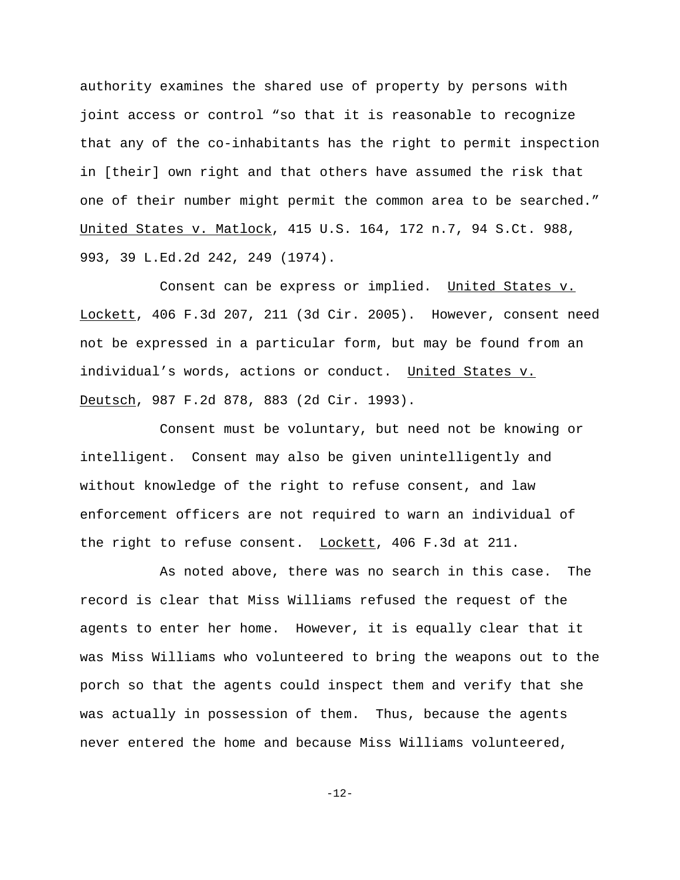authority examines the shared use of property by persons with joint access or control "so that it is reasonable to recognize that any of the co-inhabitants has the right to permit inspection in [their] own right and that others have assumed the risk that one of their number might permit the common area to be searched." United States v. Matlock, 415 U.S. 164, 172 n.7, 94 S.Ct. 988, 993, 39 L.Ed.2d 242, 249 (1974).

Consent can be express or implied. United States v. Lockett, 406 F.3d 207, 211 (3d Cir. 2005). However, consent need not be expressed in a particular form, but may be found from an individual's words, actions or conduct. United States v. Deutsch, 987 F.2d 878, 883 (2d Cir. 1993).

Consent must be voluntary, but need not be knowing or intelligent. Consent may also be given unintelligently and without knowledge of the right to refuse consent, and law enforcement officers are not required to warn an individual of the right to refuse consent. Lockett, 406 F.3d at 211.

As noted above, there was no search in this case. The record is clear that Miss Williams refused the request of the agents to enter her home. However, it is equally clear that it was Miss Williams who volunteered to bring the weapons out to the porch so that the agents could inspect them and verify that she was actually in possession of them. Thus, because the agents never entered the home and because Miss Williams volunteered,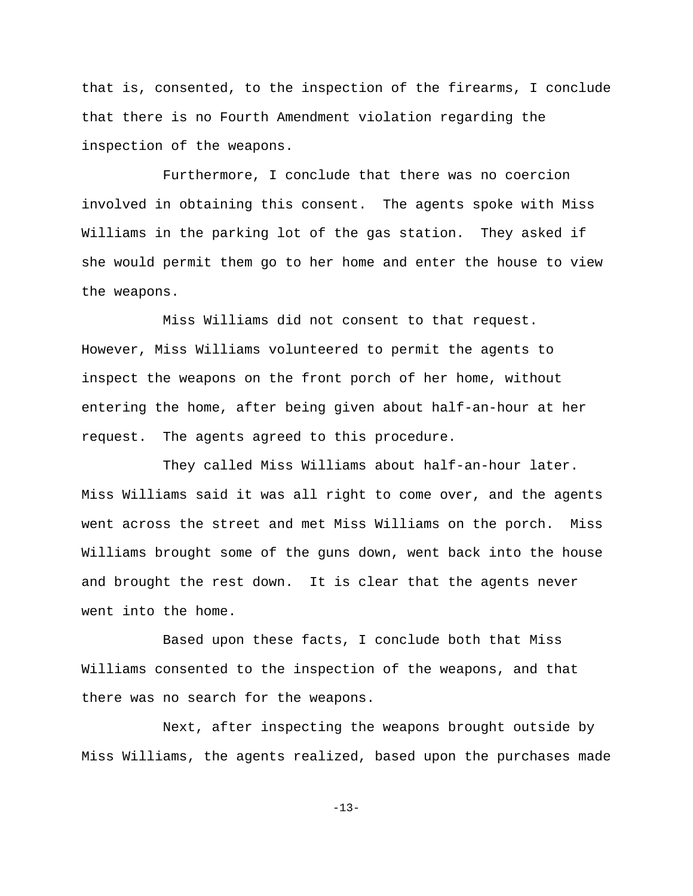that is, consented, to the inspection of the firearms, I conclude that there is no Fourth Amendment violation regarding the inspection of the weapons.

Furthermore, I conclude that there was no coercion involved in obtaining this consent. The agents spoke with Miss Williams in the parking lot of the gas station. They asked if she would permit them go to her home and enter the house to view the weapons.

Miss Williams did not consent to that request. However, Miss Williams volunteered to permit the agents to inspect the weapons on the front porch of her home, without entering the home, after being given about half-an-hour at her request. The agents agreed to this procedure.

They called Miss Williams about half-an-hour later. Miss Williams said it was all right to come over, and the agents went across the street and met Miss Williams on the porch. Miss Williams brought some of the guns down, went back into the house and brought the rest down. It is clear that the agents never went into the home.

Based upon these facts, I conclude both that Miss Williams consented to the inspection of the weapons, and that there was no search for the weapons.

Next, after inspecting the weapons brought outside by Miss Williams, the agents realized, based upon the purchases made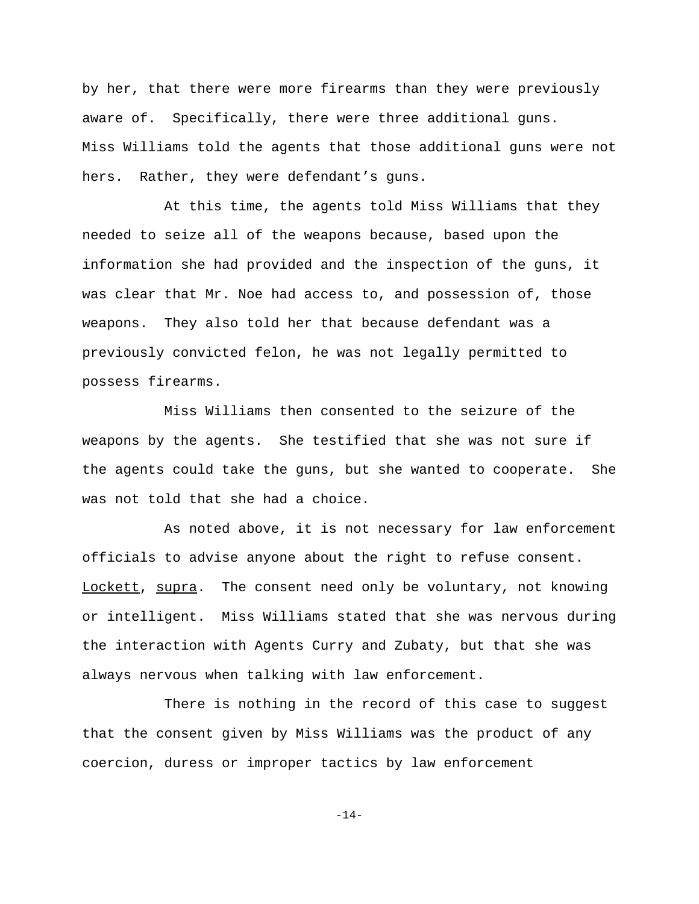by her, that there were more firearms than they were previously aware of. Specifically, there were three additional guns. Miss Williams told the agents that those additional guns were not hers. Rather, they were defendant's guns.

At this time, the agents told Miss Williams that they needed to seize all of the weapons because, based upon the information she had provided and the inspection of the guns, it was clear that Mr. Noe had access to, and possession of, those weapons. They also told her that because defendant was a previously convicted felon, he was not legally permitted to possess firearms.

Miss Williams then consented to the seizure of the weapons by the agents. She testified that she was not sure if the agents could take the guns, but she wanted to cooperate. She was not told that she had a choice.

As noted above, it is not necessary for law enforcement officials to advise anyone about the right to refuse consent. Lockett, supra. The consent need only be voluntary, not knowing or intelligent. Miss Williams stated that she was nervous during the interaction with Agents Curry and Zubaty, but that she was always nervous when talking with law enforcement.

There is nothing in the record of this case to suggest that the consent given by Miss Williams was the product of any coercion, duress or improper tactics by law enforcement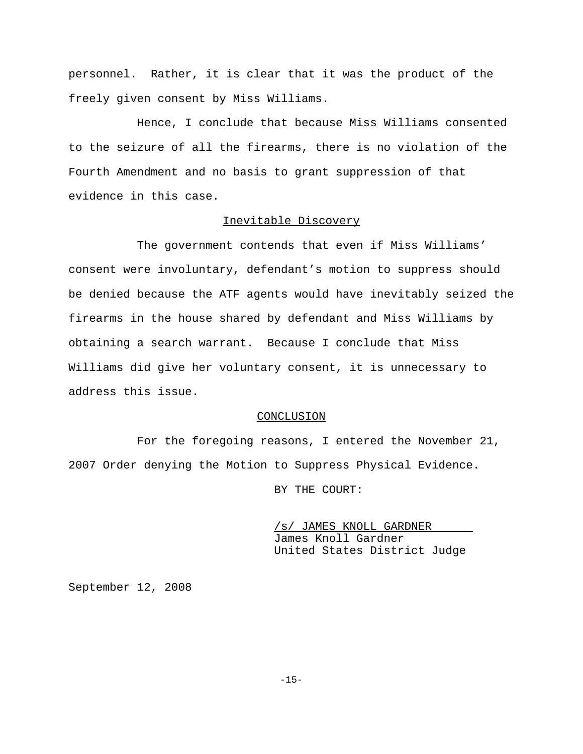personnel. Rather, it is clear that it was the product of the freely given consent by Miss Williams.

Hence, I conclude that because Miss Williams consented to the seizure of all the firearms, there is no violation of the Fourth Amendment and no basis to grant suppression of that evidence in this case.

## Inevitable Discovery

The government contends that even if Miss Williams' consent were involuntary, defendant's motion to suppress should be denied because the ATF agents would have inevitably seized the firearms in the house shared by defendant and Miss Williams by obtaining a search warrant. Because I conclude that Miss Williams did give her voluntary consent, it is unnecessary to address this issue.

## CONCLUSION

For the foregoing reasons, I entered the November 21, 2007 Order denying the Motion to Suppress Physical Evidence.

BY THE COURT:

/s/ JAMES KNOLL GARDNER
James Knoll Gardner
United States District Judge

September 12, 2008